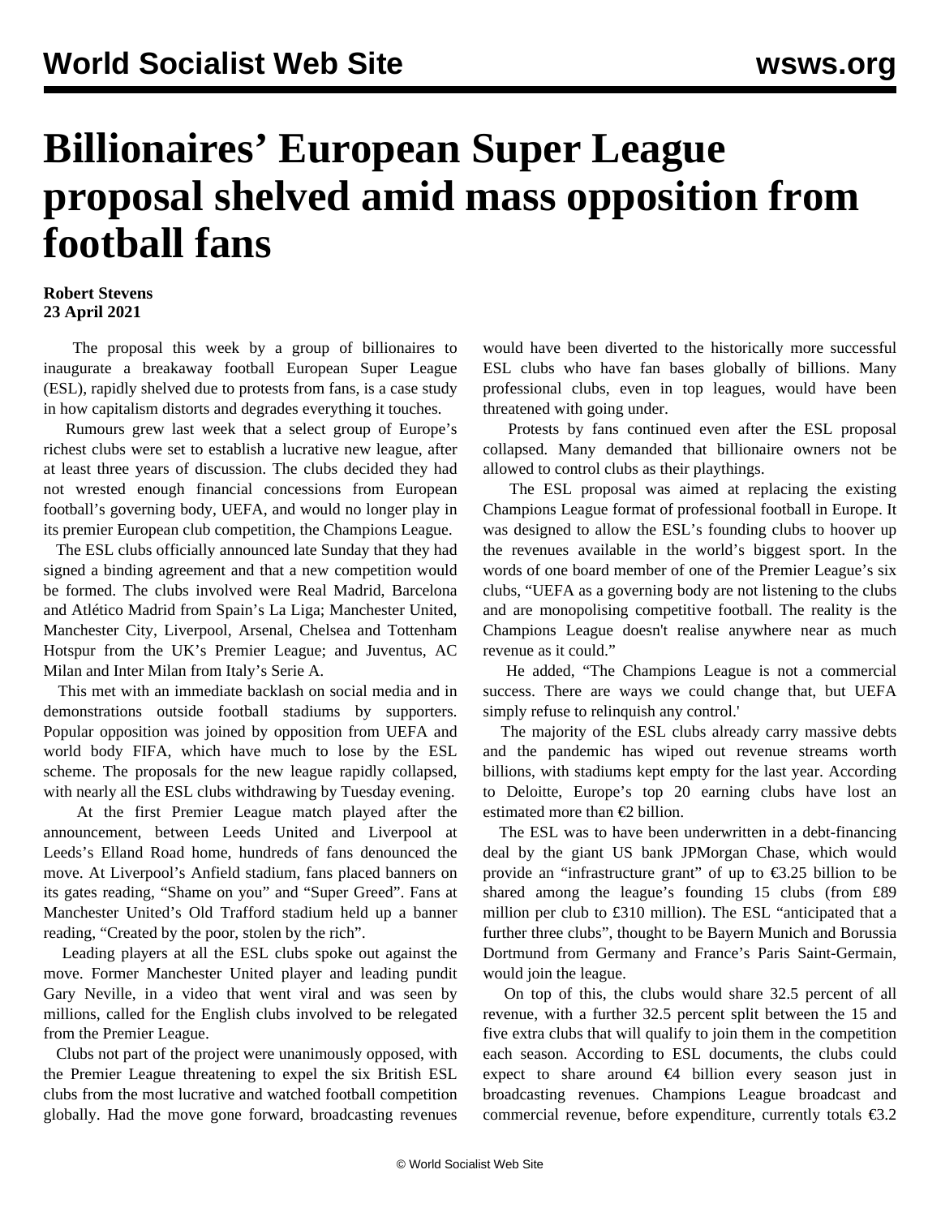# Billionaires' European Super League proposal shelved amid mass opposition from football fans

**Robert Stevens**
**23 April 2021**

The proposal this week by a group of billionaires to inaugurate a breakaway football European Super League (ESL), rapidly shelved due to protests from fans, is a case study in how capitalism distorts and degrades everything it touches.

Rumours grew last week that a select group of Europe's richest clubs were set to establish a lucrative new league, after at least three years of discussion. The clubs decided they had not wrested enough financial concessions from European football's governing body, UEFA, and would no longer play in its premier European club competition, the Champions League.

The ESL clubs officially announced late Sunday that they had signed a binding agreement and that a new competition would be formed. The clubs involved were Real Madrid, Barcelona and Atlético Madrid from Spain's La Liga; Manchester United, Manchester City, Liverpool, Arsenal, Chelsea and Tottenham Hotspur from the UK's Premier League; and Juventus, AC Milan and Inter Milan from Italy's Serie A.

This met with an immediate backlash on social media and in demonstrations outside football stadiums by supporters. Popular opposition was joined by opposition from UEFA and world body FIFA, which have much to lose by the ESL scheme. The proposals for the new league rapidly collapsed, with nearly all the ESL clubs withdrawing by Tuesday evening.

At the first Premier League match played after the announcement, between Leeds United and Liverpool at Leeds's Elland Road home, hundreds of fans denounced the move. At Liverpool's Anfield stadium, fans placed banners on its gates reading, "Shame on you" and "Super Greed". Fans at Manchester United's Old Trafford stadium held up a banner reading, "Created by the poor, stolen by the rich".

Leading players at all the ESL clubs spoke out against the move. Former Manchester United player and leading pundit Gary Neville, in a video that went viral and was seen by millions, called for the English clubs involved to be relegated from the Premier League.

Clubs not part of the project were unanimously opposed, with the Premier League threatening to expel the six British ESL clubs from the most lucrative and watched football competition globally. Had the move gone forward, broadcasting revenues would have been diverted to the historically more successful ESL clubs who have fan bases globally of billions. Many professional clubs, even in top leagues, would have been threatened with going under.

Protests by fans continued even after the ESL proposal collapsed. Many demanded that billionaire owners not be allowed to control clubs as their playthings.

The ESL proposal was aimed at replacing the existing Champions League format of professional football in Europe. It was designed to allow the ESL's founding clubs to hoover up the revenues available in the world's biggest sport. In the words of one board member of one of the Premier League's six clubs, "UEFA as a governing body are not listening to the clubs and are monopolising competitive football. The reality is the Champions League doesn't realise anywhere near as much revenue as it could."

He added, "The Champions League is not a commercial success. There are ways we could change that, but UEFA simply refuse to relinquish any control.'

The majority of the ESL clubs already carry massive debts and the pandemic has wiped out revenue streams worth billions, with stadiums kept empty for the last year. According to Deloitte, Europe's top 20 earning clubs have lost an estimated more than €2 billion.

The ESL was to have been underwritten in a debt-financing deal by the giant US bank JPMorgan Chase, which would provide an "infrastructure grant" of up to €3.25 billion to be shared among the league's founding 15 clubs (from £89 million per club to £310 million). The ESL "anticipated that a further three clubs", thought to be Bayern Munich and Borussia Dortmund from Germany and France's Paris Saint-Germain, would join the league.

On top of this, the clubs would share 32.5 percent of all revenue, with a further 32.5 percent split between the 15 and five extra clubs that will qualify to join them in the competition each season. According to ESL documents, the clubs could expect to share around €4 billion every season just in broadcasting revenues. Champions League broadcast and commercial revenue, before expenditure, currently totals €3.2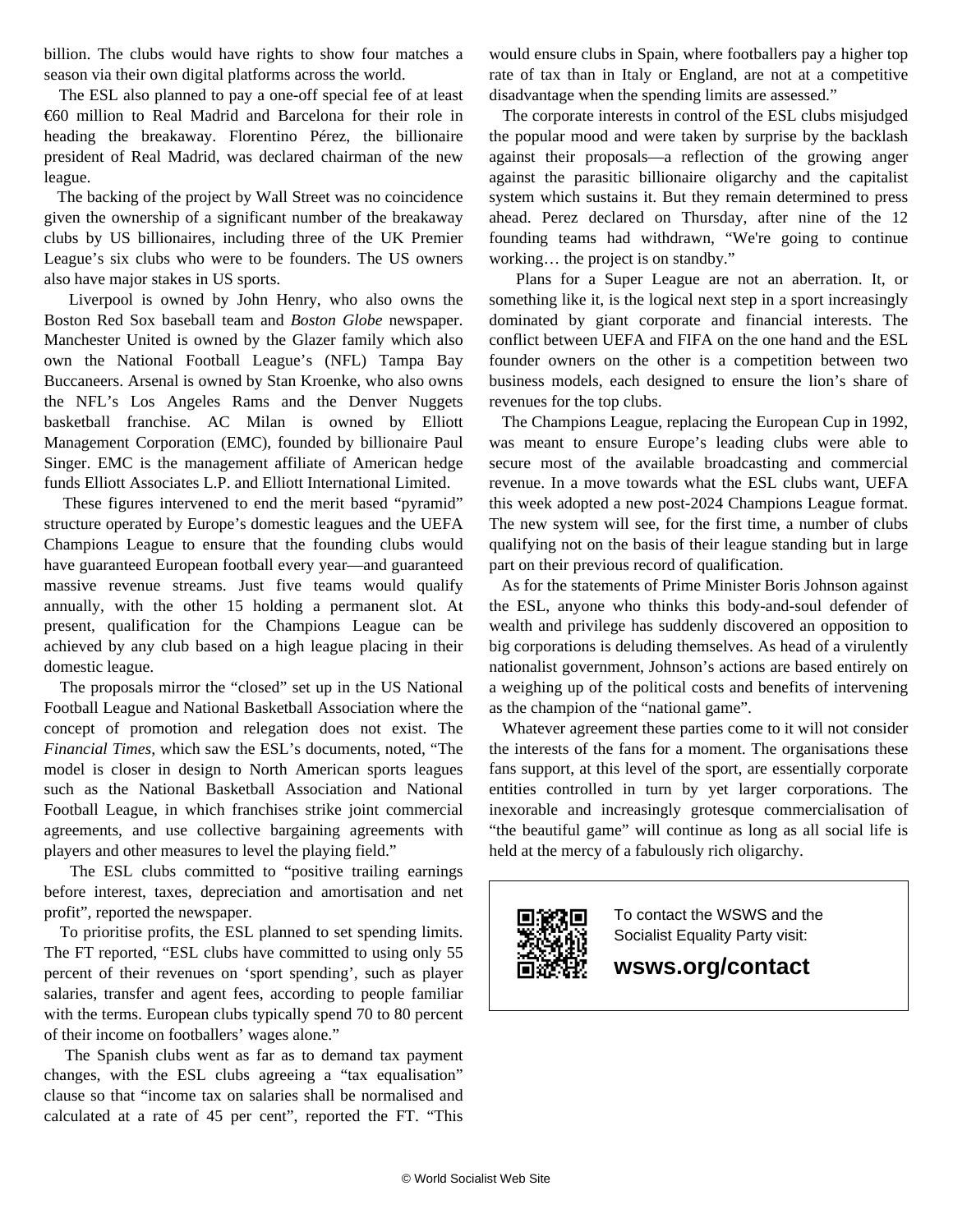billion. The clubs would have rights to show four matches a season via their own digital platforms across the world.

The ESL also planned to pay a one-off special fee of at least €60 million to Real Madrid and Barcelona for their role in heading the breakaway. Florentino Pérez, the billionaire president of Real Madrid, was declared chairman of the new league.

The backing of the project by Wall Street was no coincidence given the ownership of a significant number of the breakaway clubs by US billionaires, including three of the UK Premier League's six clubs who were to be founders. The US owners also have major stakes in US sports.

Liverpool is owned by John Henry, who also owns the Boston Red Sox baseball team and *Boston Globe* newspaper. Manchester United is owned by the Glazer family which also own the National Football League's (NFL) Tampa Bay Buccaneers. Arsenal is owned by Stan Kroenke, who also owns the NFL's Los Angeles Rams and the Denver Nuggets basketball franchise. AC Milan is owned by Elliott Management Corporation (EMC), founded by billionaire Paul Singer. EMC is the management affiliate of American hedge funds Elliott Associates L.P. and Elliott International Limited.

These figures intervened to end the merit based "pyramid" structure operated by Europe's domestic leagues and the UEFA Champions League to ensure that the founding clubs would have guaranteed European football every year—and guaranteed massive revenue streams. Just five teams would qualify annually, with the other 15 holding a permanent slot. At present, qualification for the Champions League can be achieved by any club based on a high league placing in their domestic league.

The proposals mirror the "closed" set up in the US National Football League and National Basketball Association where the concept of promotion and relegation does not exist. The *Financial Times*, which saw the ESL's documents, noted, "The model is closer in design to North American sports leagues such as the National Basketball Association and National Football League, in which franchises strike joint commercial agreements, and use collective bargaining agreements with players and other measures to level the playing field."

The ESL clubs committed to "positive trailing earnings before interest, taxes, depreciation and amortisation and net profit", reported the newspaper.

To prioritise profits, the ESL planned to set spending limits. The FT reported, "ESL clubs have committed to using only 55 percent of their revenues on 'sport spending', such as player salaries, transfer and agent fees, according to people familiar with the terms. European clubs typically spend 70 to 80 percent of their income on footballers' wages alone."

The Spanish clubs went as far as to demand tax payment changes, with the ESL clubs agreeing a "tax equalisation" clause so that "income tax on salaries shall be normalised and calculated at a rate of 45 per cent", reported the FT. "This would ensure clubs in Spain, where footballers pay a higher top rate of tax than in Italy or England, are not at a competitive disadvantage when the spending limits are assessed."

The corporate interests in control of the ESL clubs misjudged the popular mood and were taken by surprise by the backlash against their proposals—a reflection of the growing anger against the parasitic billionaire oligarchy and the capitalist system which sustains it. But they remain determined to press ahead. Perez declared on Thursday, after nine of the 12 founding teams had withdrawn, "We're going to continue working… the project is on standby."

Plans for a Super League are not an aberration. It, or something like it, is the logical next step in a sport increasingly dominated by giant corporate and financial interests. The conflict between UEFA and FIFA on the one hand and the ESL founder owners on the other is a competition between two business models, each designed to ensure the lion's share of revenues for the top clubs.

The Champions League, replacing the European Cup in 1992, was meant to ensure Europe's leading clubs were able to secure most of the available broadcasting and commercial revenue. In a move towards what the ESL clubs want, UEFA this week adopted a new post-2024 Champions League format. The new system will see, for the first time, a number of clubs qualifying not on the basis of their league standing but in large part on their previous record of qualification.

As for the statements of Prime Minister Boris Johnson against the ESL, anyone who thinks this body-and-soul defender of wealth and privilege has suddenly discovered an opposition to big corporations is deluding themselves. As head of a virulently nationalist government, Johnson's actions are based entirely on a weighing up of the political costs and benefits of intervening as the champion of the "national game".

Whatever agreement these parties come to it will not consider the interests of the fans for a moment. The organisations these fans support, at this level of the sport, are essentially corporate entities controlled in turn by yet larger corporations. The inexorable and increasingly grotesque commercialisation of "the beautiful game" will continue as long as all social life is held at the mercy of a fabulously rich oligarchy.

To contact the WSWS and the Socialist Equality Party visit:

**wsws.org/contact**